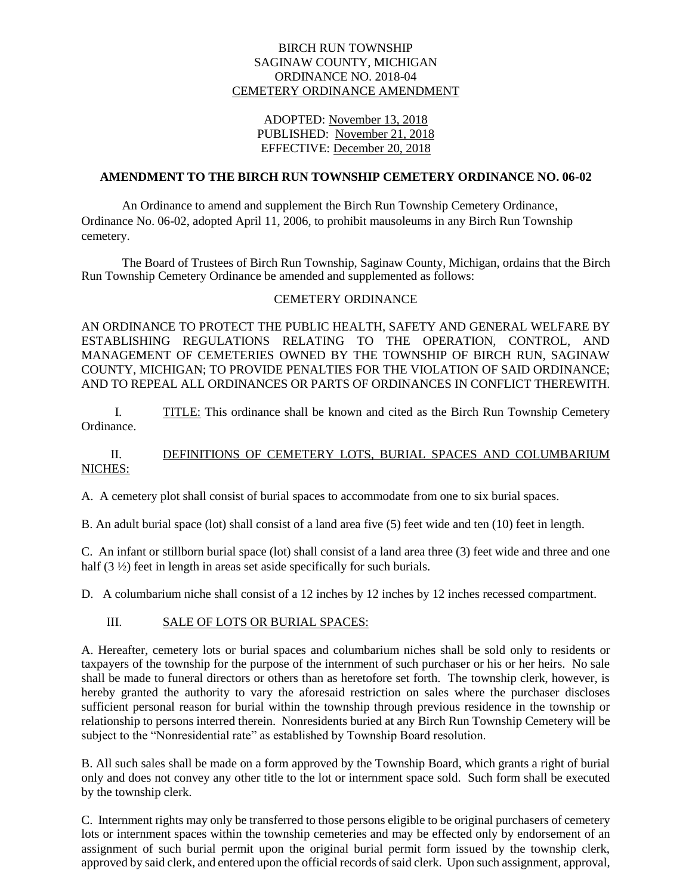BIRCH RUN TOWNSHIP
SAGINAW COUNTY, MICHIGAN
ORDINANCE NO. 2018-04
CEMETERY ORDINANCE AMENDMENT

ADOPTED: November 13, 2018
PUBLISHED: November 21, 2018
EFFECTIVE: December 20, 2018

**AMENDMENT TO THE BIRCH RUN TOWNSHIP CEMETERY ORDINANCE NO. 06-02**

An Ordinance to amend and supplement the Birch Run Township Cemetery Ordinance, Ordinance No. 06-02, adopted April 11, 2006, to prohibit mausoleums in any Birch Run Township cemetery.

The Board of Trustees of Birch Run Township, Saginaw County, Michigan, ordains that the Birch Run Township Cemetery Ordinance be amended and supplemented as follows:

CEMETERY ORDINANCE

AN ORDINANCE TO PROTECT THE PUBLIC HEALTH, SAFETY AND GENERAL WELFARE BY ESTABLISHING REGULATIONS RELATING TO THE OPERATION, CONTROL, AND MANAGEMENT OF CEMETERIES OWNED BY THE TOWNSHIP OF BIRCH RUN, SAGINAW COUNTY, MICHIGAN; TO PROVIDE PENALTIES FOR THE VIOLATION OF SAID ORDINANCE; AND TO REPEAL ALL ORDINANCES OR PARTS OF ORDINANCES IN CONFLICT THEREWITH.

I. TITLE: This ordinance shall be known and cited as the Birch Run Township Cemetery Ordinance.

II. DEFINITIONS OF CEMETERY LOTS, BURIAL SPACES AND COLUMBARIUM NICHES:

A. A cemetery plot shall consist of burial spaces to accommodate from one to six burial spaces.

B. An adult burial space (lot) shall consist of a land area five (5) feet wide and ten (10) feet in length.

C. An infant or stillborn burial space (lot) shall consist of a land area three (3) feet wide and three and one half (3 ½) feet in length in areas set aside specifically for such burials.

D. A columbarium niche shall consist of a 12 inches by 12 inches by 12 inches recessed compartment.

III. SALE OF LOTS OR BURIAL SPACES:

A. Hereafter, cemetery lots or burial spaces and columbarium niches shall be sold only to residents or taxpayers of the township for the purpose of the internment of such purchaser or his or her heirs. No sale shall be made to funeral directors or others than as heretofore set forth. The township clerk, however, is hereby granted the authority to vary the aforesaid restriction on sales where the purchaser discloses sufficient personal reason for burial within the township through previous residence in the township or relationship to persons interred therein. Nonresidents buried at any Birch Run Township Cemetery will be subject to the "Nonresidential rate" as established by Township Board resolution.

B. All such sales shall be made on a form approved by the Township Board, which grants a right of burial only and does not convey any other title to the lot or internment space sold. Such form shall be executed by the township clerk.

C. Internment rights may only be transferred to those persons eligible to be original purchasers of cemetery lots or internment spaces within the township cemeteries and may be effected only by endorsement of an assignment of such burial permit upon the original burial permit form issued by the township clerk, approved by said clerk, and entered upon the official records of said clerk. Upon such assignment, approval,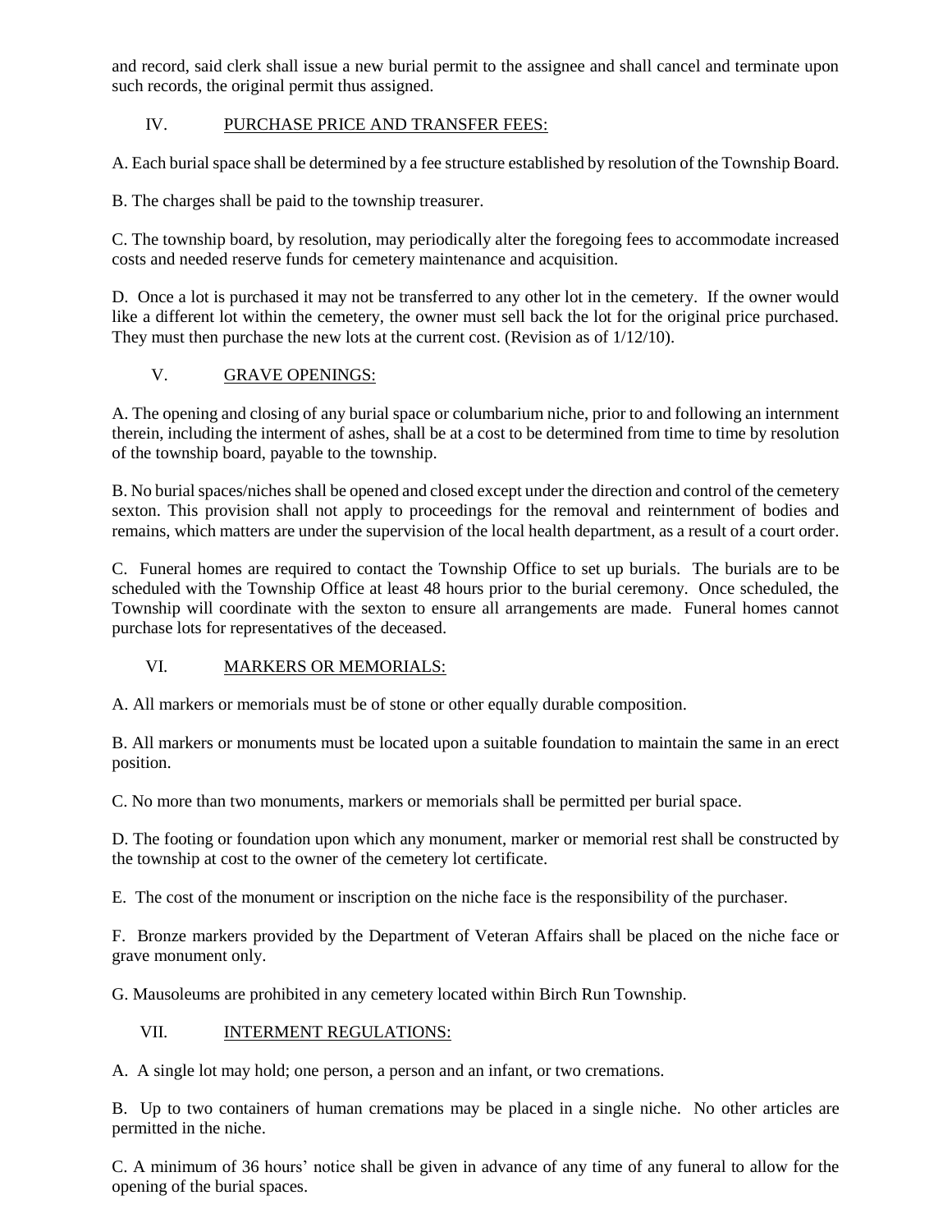and record, said clerk shall issue a new burial permit to the assignee and shall cancel and terminate upon such records, the original permit thus assigned.

## IV. PURCHASE PRICE AND TRANSFER FEES:

A. Each burial space shall be determined by a fee structure established by resolution of the Township Board.

B. The charges shall be paid to the township treasurer.

C. The township board, by resolution, may periodically alter the foregoing fees to accommodate increased costs and needed reserve funds for cemetery maintenance and acquisition.

D. Once a lot is purchased it may not be transferred to any other lot in the cemetery. If the owner would like a different lot within the cemetery, the owner must sell back the lot for the original price purchased. They must then purchase the new lots at the current cost. (Revision as of 1/12/10).

## V. GRAVE OPENINGS:

A. The opening and closing of any burial space or columbarium niche, prior to and following an internment therein, including the interment of ashes, shall be at a cost to be determined from time to time by resolution of the township board, payable to the township.

B. No burial spaces/niches shall be opened and closed except under the direction and control of the cemetery sexton. This provision shall not apply to proceedings for the removal and reinternment of bodies and remains, which matters are under the supervision of the local health department, as a result of a court order.

C. Funeral homes are required to contact the Township Office to set up burials. The burials are to be scheduled with the Township Office at least 48 hours prior to the burial ceremony. Once scheduled, the Township will coordinate with the sexton to ensure all arrangements are made. Funeral homes cannot purchase lots for representatives of the deceased.

## VI. MARKERS OR MEMORIALS:

A. All markers or memorials must be of stone or other equally durable composition.

B. All markers or monuments must be located upon a suitable foundation to maintain the same in an erect position.

C. No more than two monuments, markers or memorials shall be permitted per burial space.

D. The footing or foundation upon which any monument, marker or memorial rest shall be constructed by the township at cost to the owner of the cemetery lot certificate.

E. The cost of the monument or inscription on the niche face is the responsibility of the purchaser.

F. Bronze markers provided by the Department of Veteran Affairs shall be placed on the niche face or grave monument only.

G. Mausoleums are prohibited in any cemetery located within Birch Run Township.

## VII. INTERMENT REGULATIONS:

A. A single lot may hold; one person, a person and an infant, or two cremations.

B. Up to two containers of human cremations may be placed in a single niche. No other articles are permitted in the niche.

C. A minimum of 36 hours' notice shall be given in advance of any time of any funeral to allow for the opening of the burial spaces.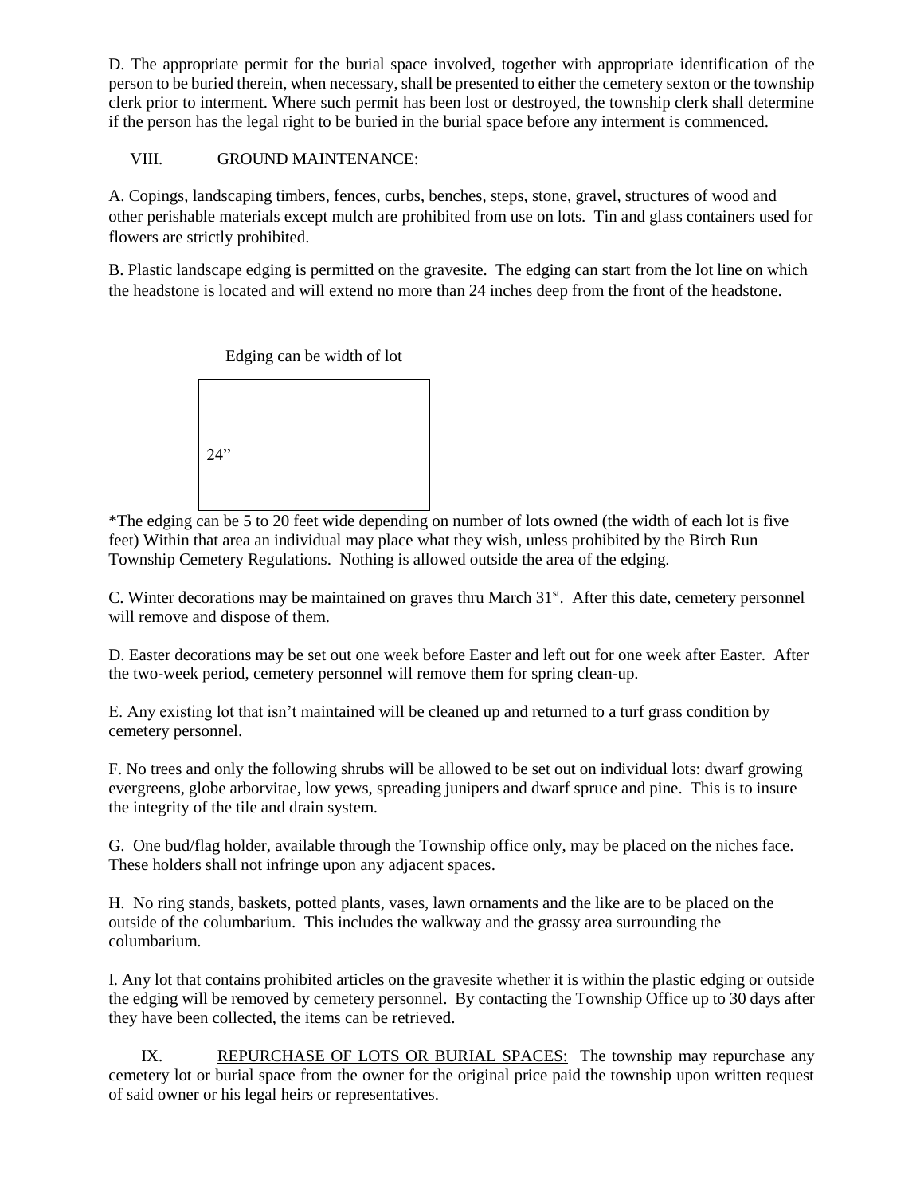D. The appropriate permit for the burial space involved, together with appropriate identification of the person to be buried therein, when necessary, shall be presented to either the cemetery sexton or the township clerk prior to interment. Where such permit has been lost or destroyed, the township clerk shall determine if the person has the legal right to be buried in the burial space before any interment is commenced.

## VIII. GROUND MAINTENANCE:

A. Copings, landscaping timbers, fences, curbs, benches, steps, stone, gravel, structures of wood and other perishable materials except mulch are prohibited from use on lots. Tin and glass containers used for flowers are strictly prohibited.

B. Plastic landscape edging is permitted on the gravesite. The edging can start from the lot line on which the headstone is located and will extend no more than 24 inches deep from the front of the headstone.

Edging can be width of lot

24"

*The edging can be 5 to 20 feet wide depending on number of lots owned (the width of each lot is five feet) Within that area an individual may place what they wish, unless prohibited by the Birch Run Township Cemetery Regulations. Nothing is allowed outside the area of the edging.

C. Winter decorations may be maintained on graves thru March 31st. After this date, cemetery personnel will remove and dispose of them.

D. Easter decorations may be set out one week before Easter and left out for one week after Easter. After the two-week period, cemetery personnel will remove them for spring clean-up.

E. Any existing lot that isn't maintained will be cleaned up and returned to a turf grass condition by cemetery personnel.

F. No trees and only the following shrubs will be allowed to be set out on individual lots: dwarf growing evergreens, globe arborvitae, low yews, spreading junipers and dwarf spruce and pine. This is to insure the integrity of the tile and drain system.

G. One bud/flag holder, available through the Township office only, may be placed on the niches face. These holders shall not infringe upon any adjacent spaces.

H. No ring stands, baskets, potted plants, vases, lawn ornaments and the like are to be placed on the outside of the columbarium. This includes the walkway and the grassy area surrounding the columbarium.

I. Any lot that contains prohibited articles on the gravesite whether it is within the plastic edging or outside the edging will be removed by cemetery personnel. By contacting the Township Office up to 30 days after they have been collected, the items can be retrieved.

## IX. REPURCHASE OF LOTS OR BURIAL SPACES:

The township may repurchase any cemetery lot or burial space from the owner for the original price paid the township upon written request of said owner or his legal heirs or representatives.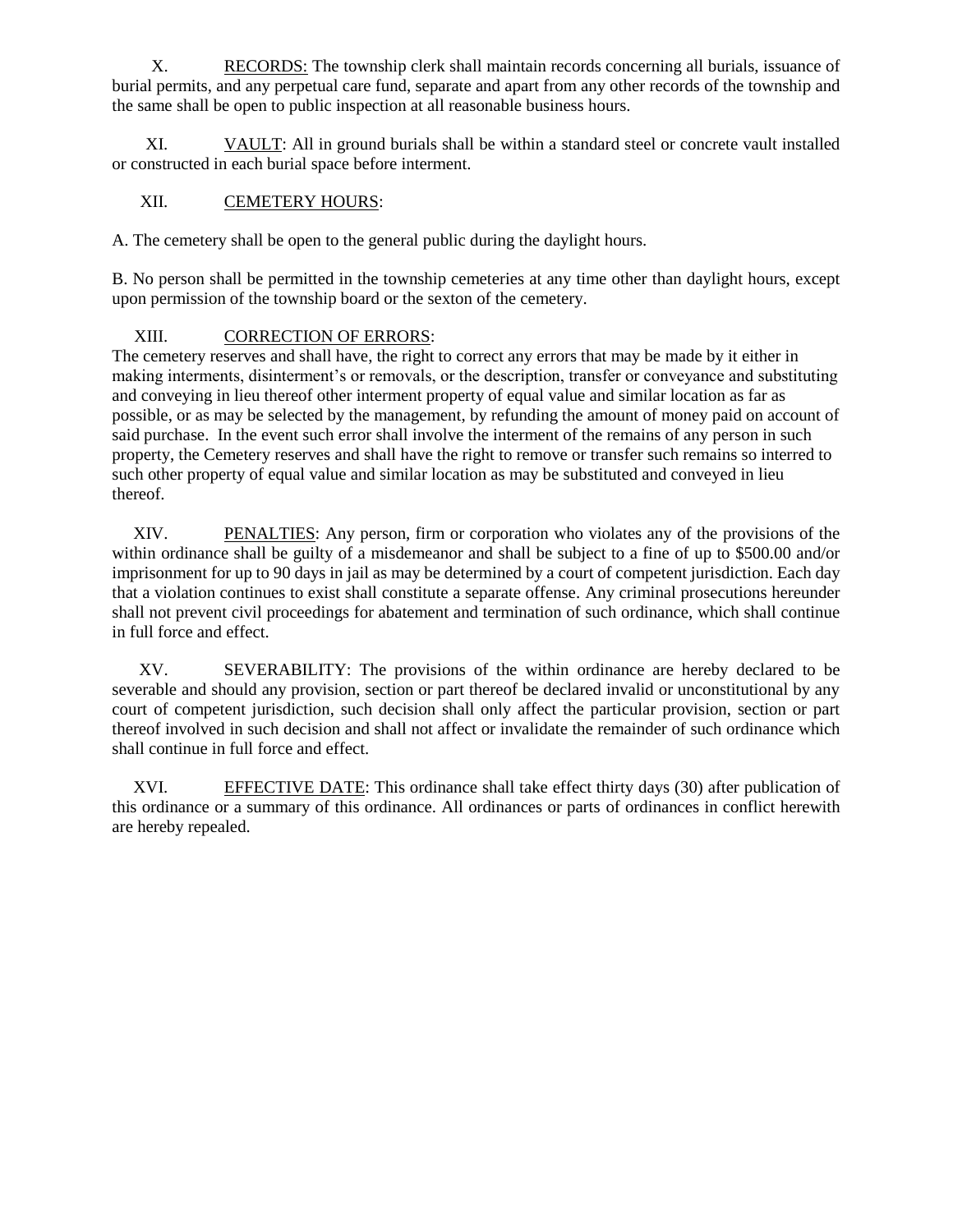X. RECORDS: The township clerk shall maintain records concerning all burials, issuance of burial permits, and any perpetual care fund, separate and apart from any other records of the township and the same shall be open to public inspection at all reasonable business hours.

XI. VAULT: All in ground burials shall be within a standard steel or concrete vault installed or constructed in each burial space before interment.

XII. CEMETERY HOURS:

A. The cemetery shall be open to the general public during the daylight hours.

B. No person shall be permitted in the township cemeteries at any time other than daylight hours, except upon permission of the township board or the sexton of the cemetery.

XIII. CORRECTION OF ERRORS:
The cemetery reserves and shall have, the right to correct any errors that may be made by it either in making interments, disinterment's or removals, or the description, transfer or conveyance and substituting and conveying in lieu thereof other interment property of equal value and similar location as far as possible, or as may be selected by the management, by refunding the amount of money paid on account of said purchase. In the event such error shall involve the interment of the remains of any person in such property, the Cemetery reserves and shall have the right to remove or transfer such remains so interred to such other property of equal value and similar location as may be substituted and conveyed in lieu thereof.

XIV. PENALTIES: Any person, firm or corporation who violates any of the provisions of the within ordinance shall be guilty of a misdemeanor and shall be subject to a fine of up to $500.00 and/or imprisonment for up to 90 days in jail as may be determined by a court of competent jurisdiction. Each day that a violation continues to exist shall constitute a separate offense. Any criminal prosecutions hereunder shall not prevent civil proceedings for abatement and termination of such ordinance, which shall continue in full force and effect.

XV. SEVERABILITY: The provisions of the within ordinance are hereby declared to be severable and should any provision, section or part thereof be declared invalid or unconstitutional by any court of competent jurisdiction, such decision shall only affect the particular provision, section or part thereof involved in such decision and shall not affect or invalidate the remainder of such ordinance which shall continue in full force and effect.

XVI. EFFECTIVE DATE: This ordinance shall take effect thirty days (30) after publication of this ordinance or a summary of this ordinance. All ordinances or parts of ordinances in conflict herewith are hereby repealed.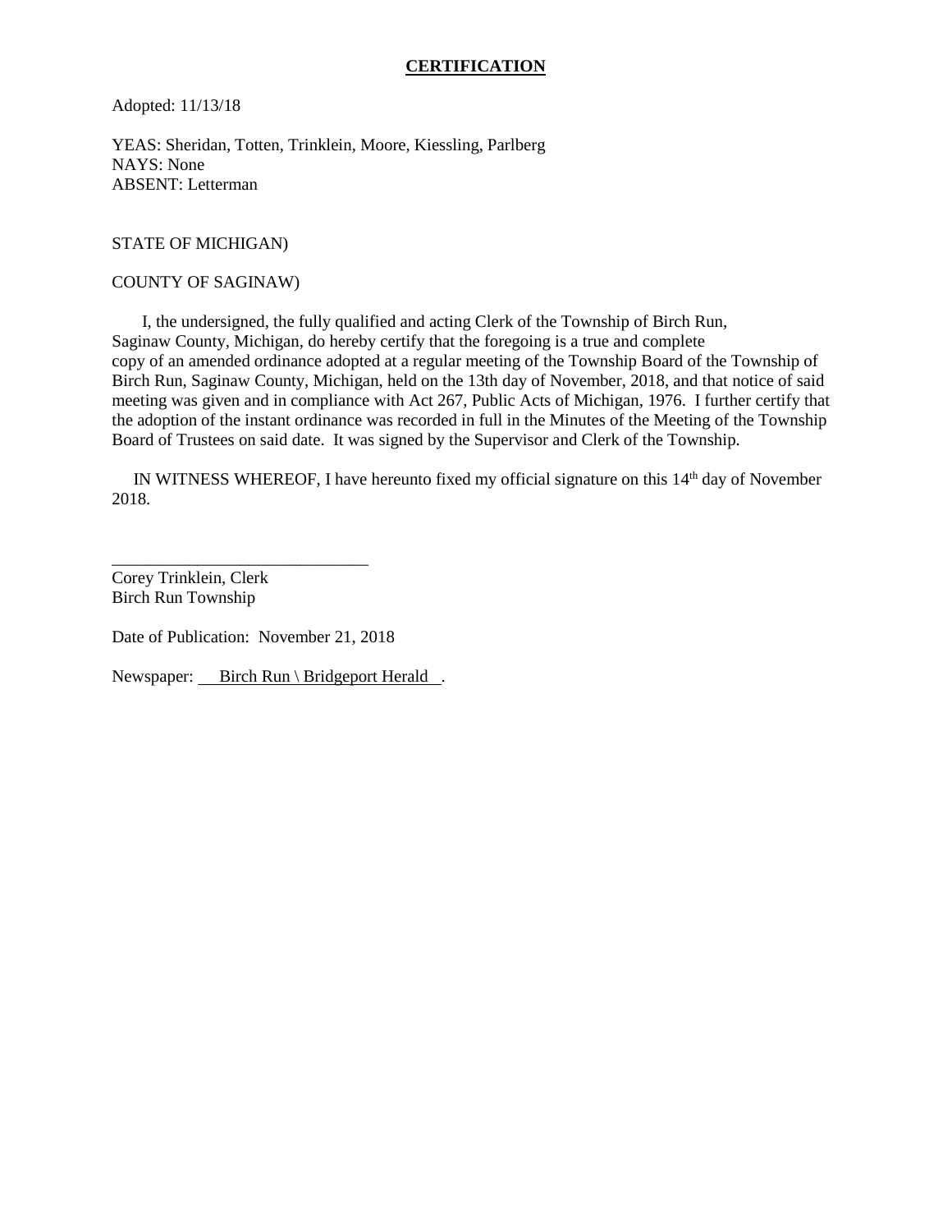**CERTIFICATION**

Adopted: 11/13/18

YEAS: Sheridan, Totten, Trinklein, Moore, Kiessling, Parlberg
NAYS: None
ABSENT: Letterman

STATE OF MICHIGAN)

COUNTY OF SAGINAW)

I, the undersigned, the fully qualified and acting Clerk of the Township of Birch Run, Saginaw County, Michigan, do hereby certify that the foregoing is a true and complete copy of an amended ordinance adopted at a regular meeting of the Township Board of the Township of Birch Run, Saginaw County, Michigan, held on the 13th day of November, 2018, and that notice of said meeting was given and in compliance with Act 267, Public Acts of Michigan, 1976. I further certify that the adoption of the instant ordinance was recorded in full in the Minutes of the Meeting of the Township Board of Trustees on said date. It was signed by the Supervisor and Clerk of the Township.

IN WITNESS WHEREOF, I have hereunto fixed my official signature on this 14th day of November 2018.

______________________________
Corey Trinklein, Clerk
Birch Run Township

Date of Publication: November 21, 2018

Newspaper: Birch Run \ Bridgeport Herald .